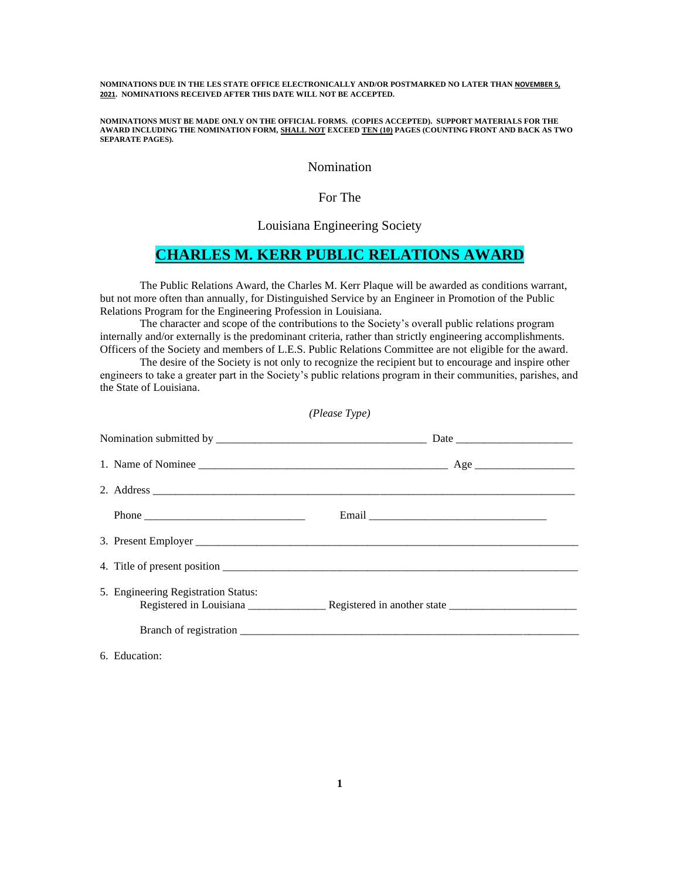**NOMINATIONS DUE IN THE LES STATE OFFICE ELECTRONICALLY AND/OR POSTMARKED NO LATER THAN <u>NOVEMBER 5, 2021</u>. NOMINATIONS RECEIVED AFTER THIS DATE WILL NOT BE ACCEPTED.**

**NOMINATIONS MUST BE MADE ONLY ON THE OFFICIAL FORMS. (COPIES ACCEPTED). SUPPORT MATERIALS FOR THE AWARD INCLUDING THE NOMINATION FORM, <u>SHALL NOT</u> EXCEED <u>TEN (10)</u> PAGES (COUNTING FRONT AND BACK AS TWO SEPARATE PAGES).**

Nomination

For The

Louisiana Engineering Society

# CHARLES M. KERR PUBLIC RELATIONS AWARD

The Public Relations Award, the Charles M. Kerr Plaque will be awarded as conditions warrant, but not more often than annually, for Distinguished Service by an Engineer in Promotion of the Public Relations Program for the Engineering Profession in Louisiana.

The character and scope of the contributions to the Society's overall public relations program internally and/or externally is the predominant criteria, rather than strictly engineering accomplishments. Officers of the Society and members of L.E.S. Public Relations Committee are not eligible for the award.

The desire of the Society is not only to recognize the recipient but to encourage and inspire other engineers to take a greater part in the Society's public relations program in their communities, parishes, and the State of Louisiana.

*(Please Type)*

Nomination submitted by ______________________________________ Date _____________________

1. Name of Nominee ______________________________________________ Age __________________

2. Address ___________________________________________________________________________

   Phone _____________________________ Email _________________________________

3. Present Employer ____________________________________________________________________

4. Title of present position ______________________________________________________________

5. Engineering Registration Status:
   Registered in Louisiana ______________ Registered in another state _______________________

   Branch of registration ____________________________________________________________

6. Education: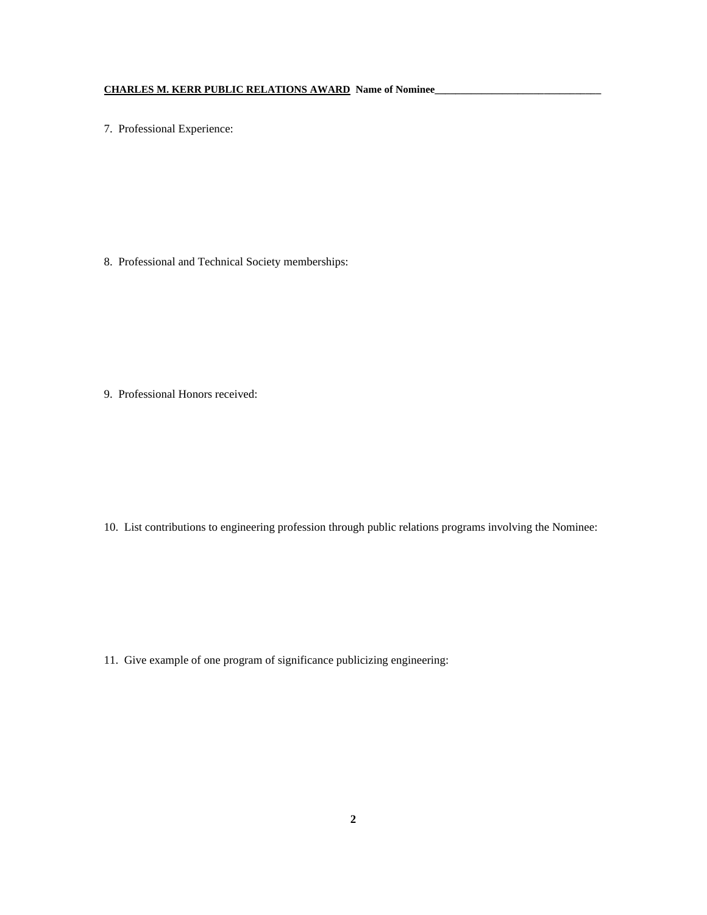**CHARLES M. KERR PUBLIC RELATIONS AWARD** **Name of Nominee**________________________________

7. Professional Experience:

8. Professional and Technical Society memberships:

9. Professional Honors received:

10. List contributions to engineering profession through public relations programs involving the Nominee:

11. Give example of one program of significance publicizing engineering: